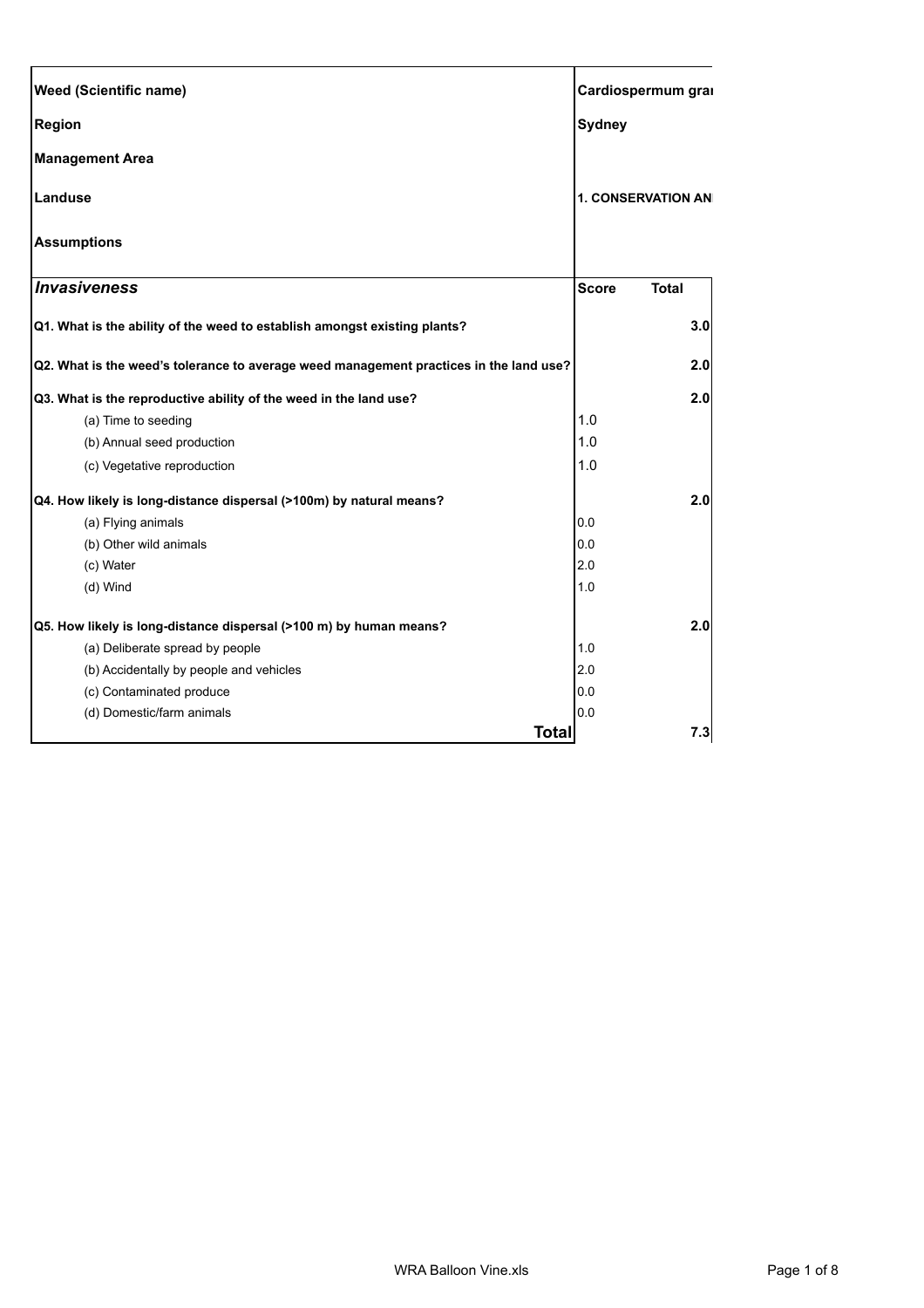| Weed (Scientific name) | Cardiospermum grai | |
|---|---|---|
| Region | Sydney | |
| Management Area | | |
| Landuse | 1. CONSERVATION ANI | |
| Assumptions | | |
| ***Invasiveness*** | **Score** | **Total** |
| **Q1. What is the ability of the weed to establish amongst existing plants?** | | **3.0** |
| **Q2. What is the weed's tolerance to average weed management practices in the land use?** | | **2.0** |
| **Q3. What is the reproductive ability of the weed in the land use?** | | **2.0** |
| (a) Time to seeding | 1.0 | |
| (b) Annual seed production | 1.0 | |
| (c) Vegetative reproduction | 1.0 | |
| **Q4. How likely is long-distance dispersal (>100m) by natural means?** | | **2.0** |
| (a) Flying animals | 0.0 | |
| (b) Other wild animals | 0.0 | |
| (c) Water | 2.0 | |
| (d) Wind | 1.0 | |
| **Q5. How likely is long-distance dispersal (>100 m) by human means?** | | **2.0** |
| (a) Deliberate spread by people | 1.0 | |
| (b) Accidentally by people and vehicles | 2.0 | |
| (c) Contaminated produce | 0.0 | |
| (d) Domestic/farm animals | 0.0 | |
| **Total** | | **7.3** |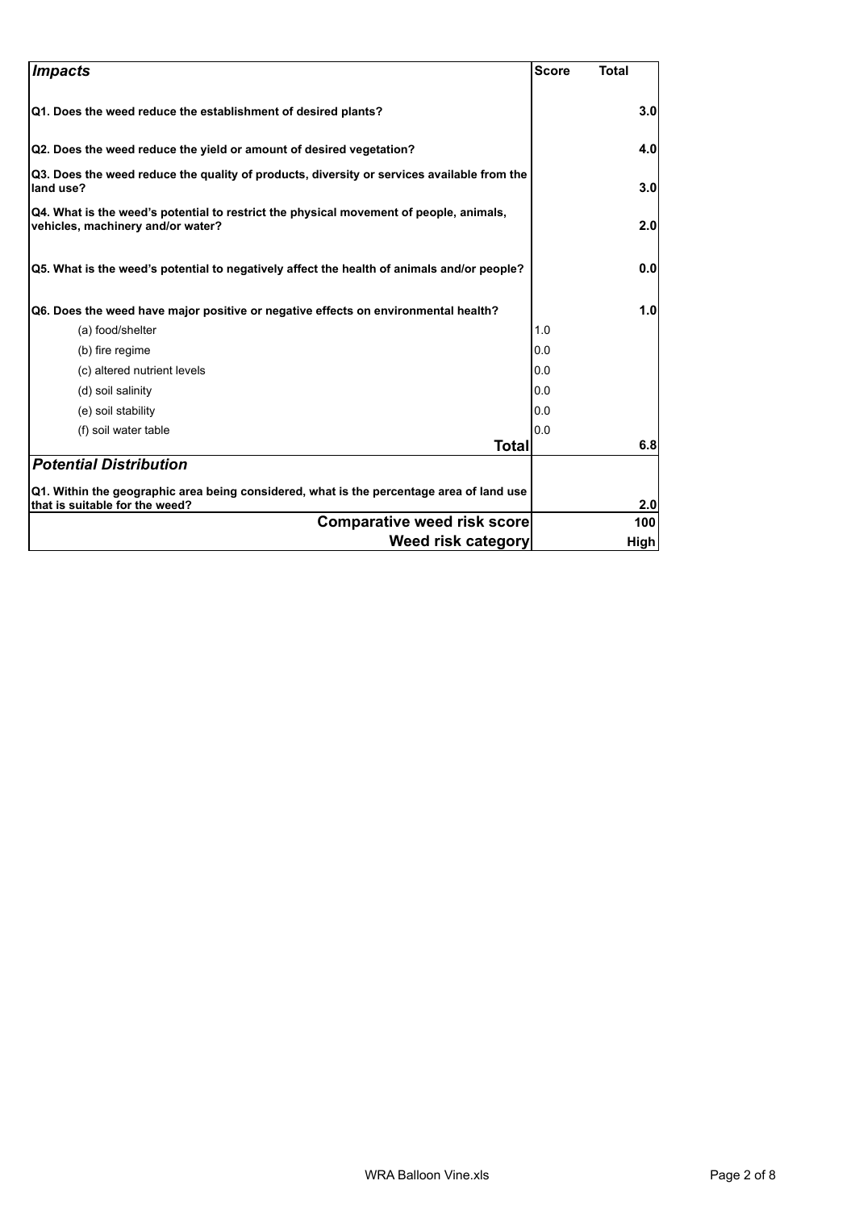| *Impacts* | Score | Total |
|---|---|---|
| **Q1. Does the weed reduce the establishment of desired plants?** | | **3.0** |
| **Q2. Does the weed reduce the yield or amount of desired vegetation?** | | **4.0** |
| **Q3. Does the weed reduce the quality of products, diversity or services available from the land use?** | | **3.0** |
| **Q4. What is the weed's potential to restrict the physical movement of people, animals, vehicles, machinery and/or water?** | | **2.0** |
| **Q5. What is the weed's potential to negatively affect the health of animals and/or people?** | | **0.0** |
| **Q6. Does the weed have major positive or negative effects on environmental health?** | | **1.0** |
| (a) food/shelter | 1.0 | |
| (b) fire regime | 0.0 | |
| (c) altered nutrient levels | 0.0 | |
| (d) soil salinity | 0.0 | |
| (e) soil stability | 0.0 | |
| (f) soil water table | 0.0 | |
| **Total** | | **6.8** |
| ***Potential Distribution*** | | |
| **Q1. Within the geographic area being considered, what is the percentage area of land use that is suitable for the weed?** | | **2.0** |
| **Comparative weed risk score** | | **100** |
| **Weed risk category** | | **High** |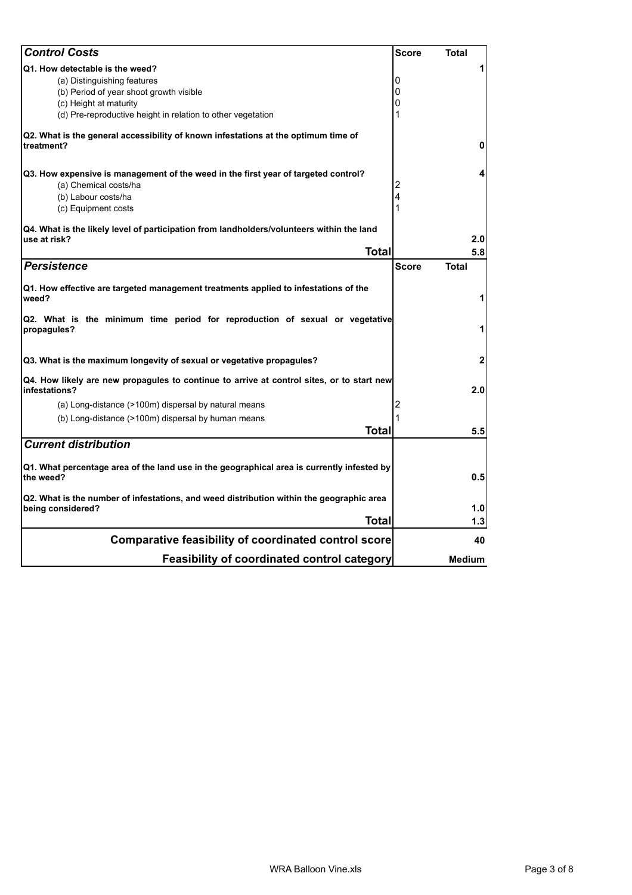| *Control Costs* | Score | Total |
|---|---|---|
| **Q1. How detectable is the weed?** | | **1** |
| (a) Distinguishing features | 0 | |
| (b) Period of year shoot growth visible | 0 | |
| (c) Height at maturity | 0 | |
| (d) Pre-reproductive height in relation to other vegetation | 1 | |
| **Q2. What is the general accessibility of known infestations at the optimum time of treatment?** | | **0** |
| **Q3. How expensive is management of the weed in the first year of targeted control?** | | **4** |
| (a) Chemical costs/ha | 2 | |
| (b) Labour costs/ha | 4 | |
| (c) Equipment costs | 1 | |
| **Q4. What is the likely level of participation from landholders/volunteers within the land use at risk?** | | **2.0** |
| **Total** | | **5.8** |
| ***Persistence*** | **Score** | **Total** |
| **Q1. How effective are targeted management treatments applied to infestations of the weed?** | | **1** |
| **Q2. What is the minimum time period for reproduction of sexual or vegetative propagules?** | | **1** |
| **Q3. What is the maximum longevity of sexual or vegetative propagules?** | | **2** |
| **Q4. How likely are new propagules to continue to arrive at control sites, or to start new infestations?** | | **2.0** |
| (a) Long-distance (>100m) dispersal by natural means | 2 | |
| (b) Long-distance (>100m) dispersal by human means | 1 | |
| **Total** | | **5.5** |
| ***Current distribution*** | | |
| **Q1. What percentage area of the land use in the geographical area is currently infested by the weed?** | | **0.5** |
| **Q2. What is the number of infestations, and weed distribution within the geographic area being considered?** | | **1.0** |
| **Total** | | **1.3** |
| **Comparative feasibility of coordinated control score** | | **40** |
| **Feasibility of coordinated control category** | | **Medium** |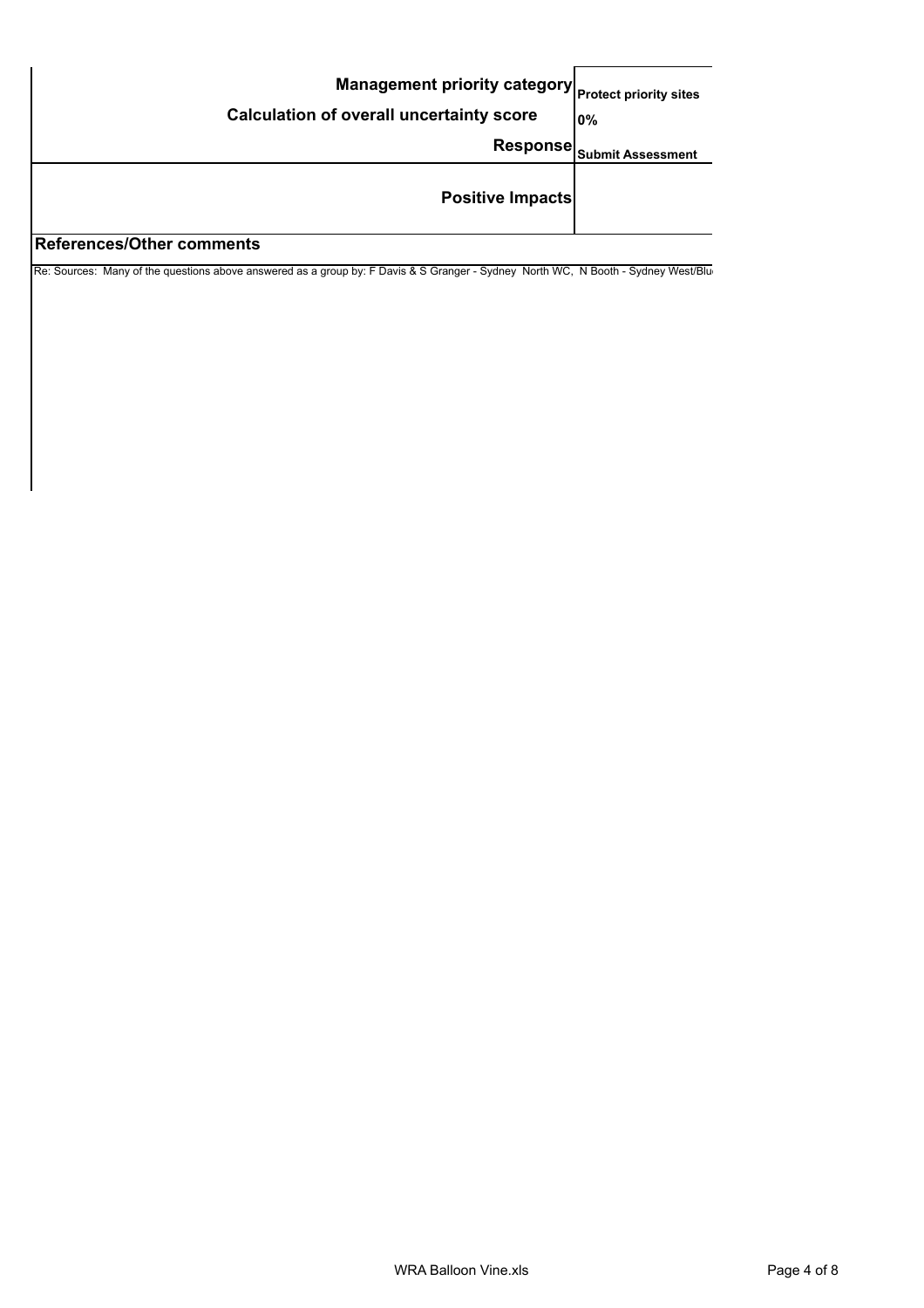| | |
|---|---|
| **Management priority category** | **Protect priority sites** |
| **Calculation of overall uncertainty score** | **0%** |
| **Response** | **Submit Assessment** |
| **Positive Impacts** | |

## References/Other comments

Re: Sources: Many of the questions above answered as a group by: F Davis & S Granger - Sydney North WC, N Booth - Sydney West/Blu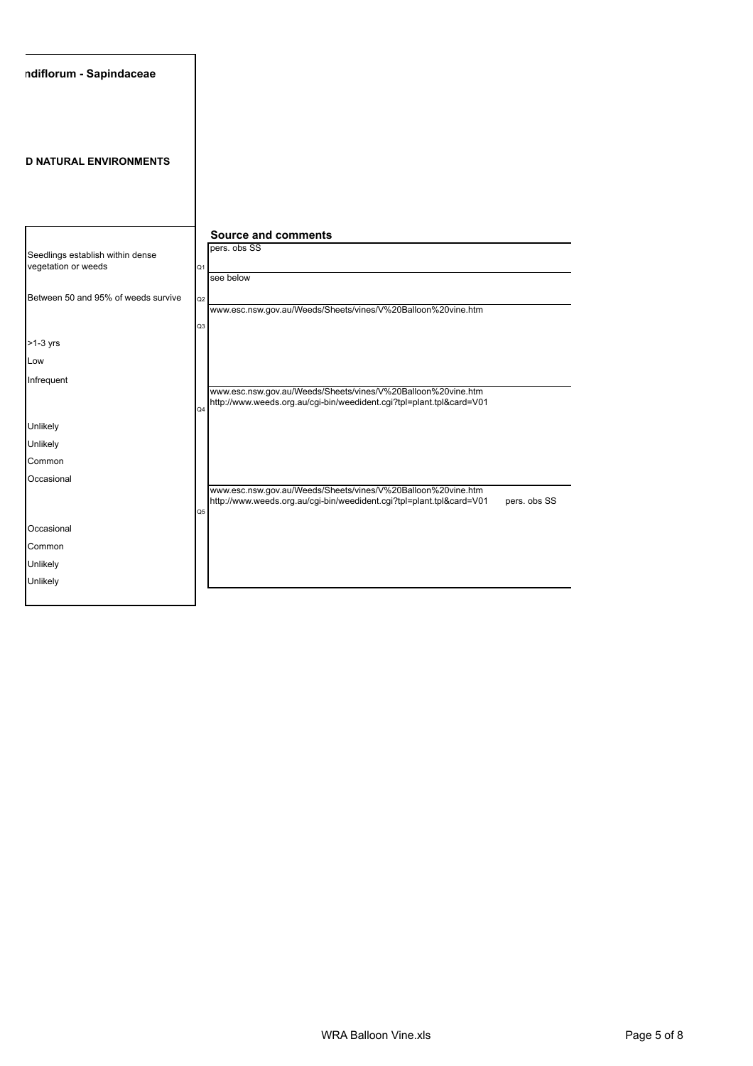**ndiflorum - Sapindaceae**

**D NATURAL ENVIRONMENTS**

| | | Source and comments |
|---|---|---|
| Seedlings establish within dense vegetation or weeds | Q1 | pers. obs SS |
| Between 50 and 95% of weeds survive | Q2 | see below |
| | Q3 | www.esc.nsw.gov.au/Weeds/Sheets/vines/V%20Balloon%20vine.htm |
| >1-3 yrs | | |
| Low | | |
| Infrequent | | |
| | Q4 | www.esc.nsw.gov.au/Weeds/Sheets/vines/V%20Balloon%20vine.htm<br>http://www.weeds.org.au/cgi-bin/weedident.cgi?tpl=plant.tpl&card=V01 |
| Unlikely | | |
| Unlikely | | |
| Common | | |
| Occasional | | |
| | Q5 | www.esc.nsw.gov.au/Weeds/Sheets/vines/V%20Balloon%20vine.htm<br>http://www.weeds.org.au/cgi-bin/weedident.cgi?tpl=plant.tpl&card=V01 pers. obs SS |
| Occasional | | |
| Common | | |
| Unlikely | | |
| Unlikely | | |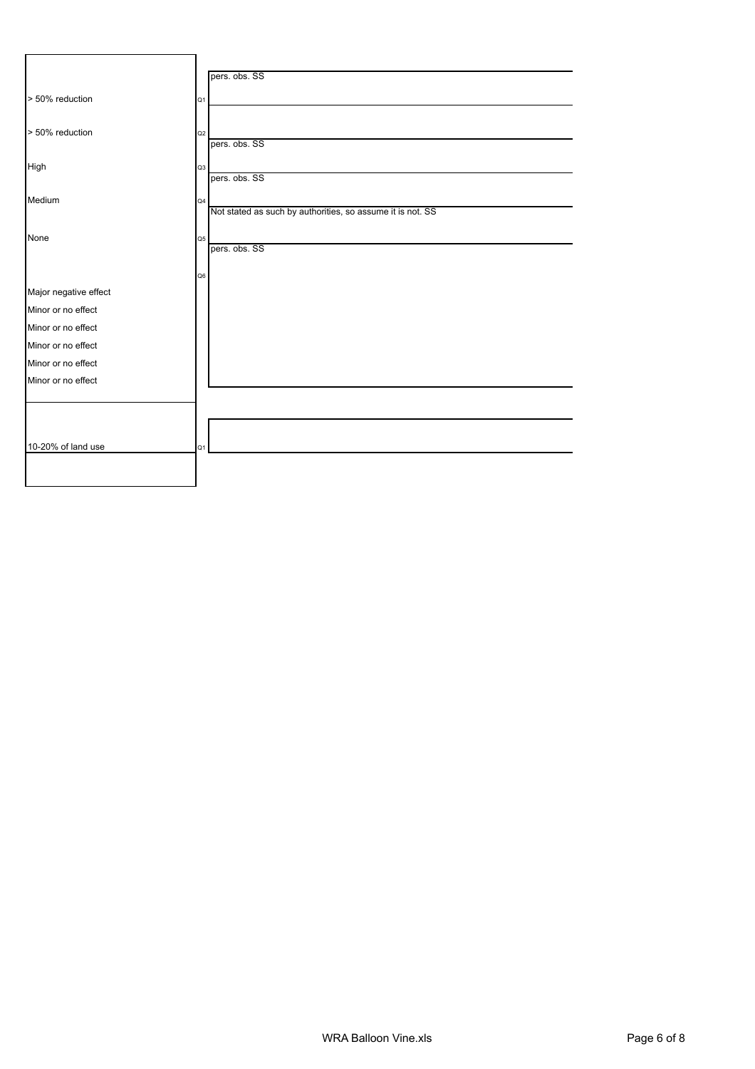| | | |
|---|---|---|
| | | pers. obs. SS |
| > 50% reduction | Q1 | |
| > 50% reduction | Q2 | pers. obs. SS |
| High | Q3 | pers. obs. SS |
| Medium | Q4 | Not stated as such by authorities, so assume it is not. SS |
| None | Q5 | pers. obs. SS |
| | Q6 | |
| Major negative effect | | |
| Minor or no effect | | |
| Minor or no effect | | |
| Minor or no effect | | |
| Minor or no effect | | |
| Minor or no effect | | |
| 10-20% of land use | Q1 | |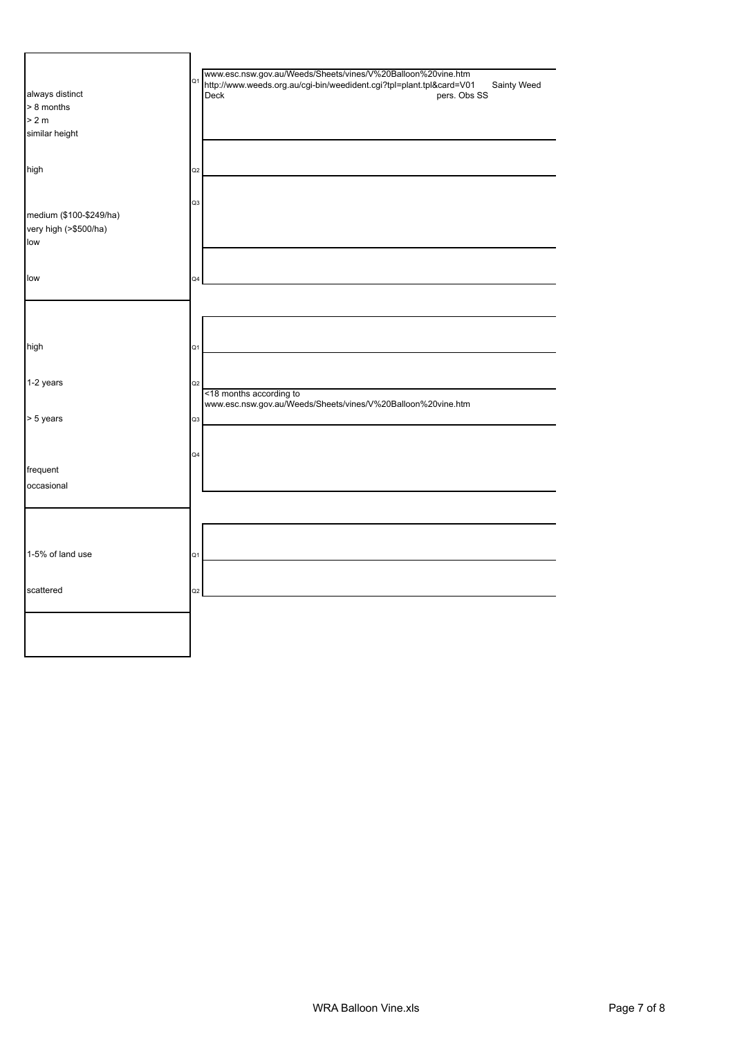| Answer | Q | Reference / Notes |
|---|---|---|
| always distinct<br>> 8 months<br>> 2 m<br>similar height | Q1 | www.esc.nsw.gov.au/Weeds/Sheets/vines/V%20Balloon%20vine.htm<br>http://www.weeds.org.au/cgi-bin/weedident.cgi?tpl=plant.tpl&card=V01 Sainty Weed Deck<br>pers. Obs SS |
| high | Q2 | |
| medium ($100-$249/ha)<br>very high (>$500/ha)<br>low | Q3 | |
| low | Q4 | |
| high | Q1 | |
| 1-2 years | Q2 | |
| > 5 years | Q3 | <18 months according to www.esc.nsw.gov.au/Weeds/Sheets/vines/V%20Balloon%20vine.htm |
| frequent<br>occasional | Q4 | |
| 1-5% of land use | Q1 | |
| scattered | Q2 | |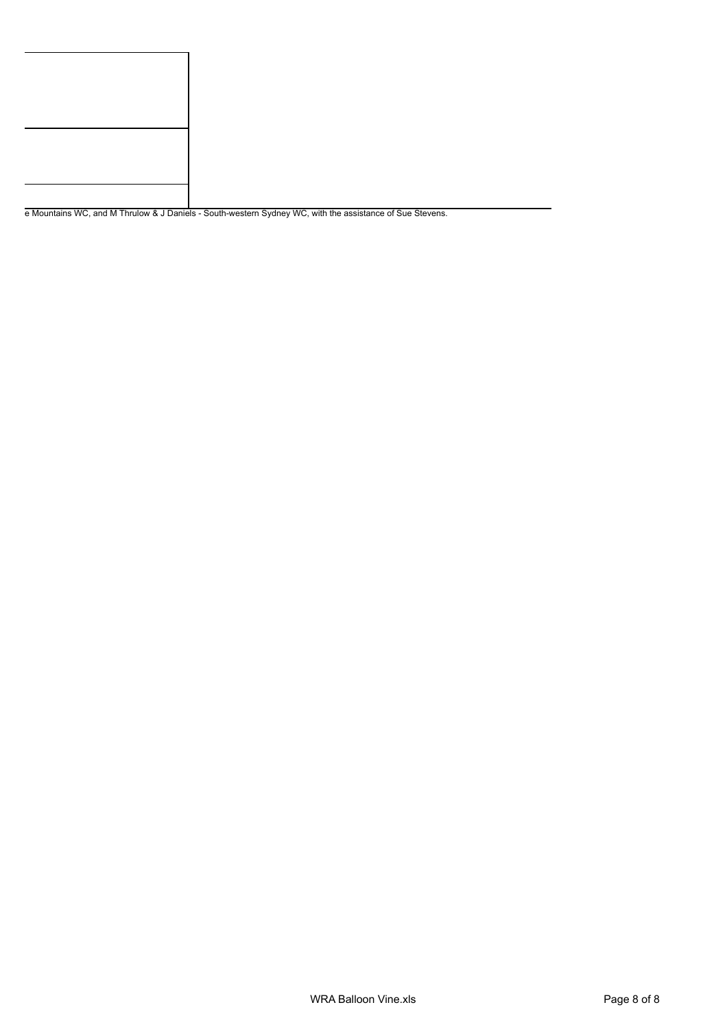e Mountains WC, and M Thrulow & J Daniels - South-western Sydney WC, with the assistance of Sue Stevens.